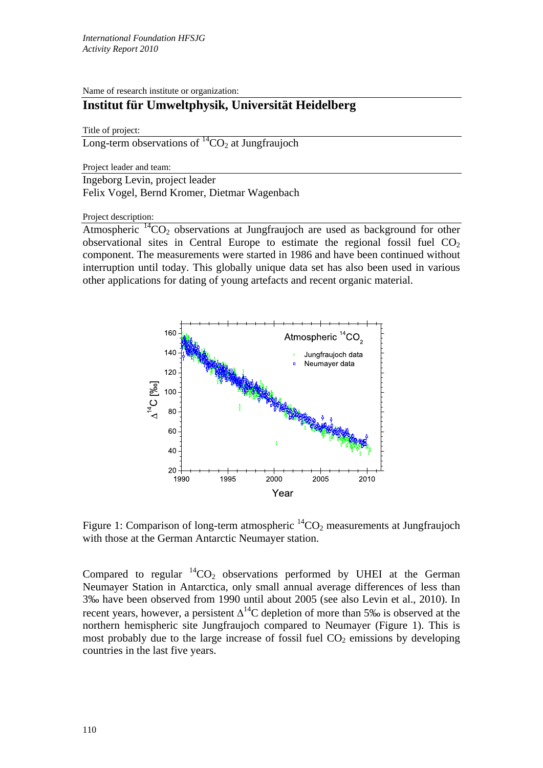*International Foundation HFSJG*
*Activity Report 2010*

Name of research institute or organization:

## Institut für Umweltphysik, Universität Heidelberg

Title of project:

Long-term observations of $^{14}CO_2$ at Jungfraujoch

Project leader and team:

Ingeborg Levin, project leader
Felix Vogel, Bernd Kromer, Dietmar Wagenbach

Project description:

Atmospheric $^{14}CO_2$ observations at Jungfraujoch are used as background for other observational sites in Central Europe to estimate the regional fossil fuel $CO_2$ component. The measurements were started in 1986 and have been continued without interruption until today. This globally unique data set has also been used in various other applications for dating of young artefacts and recent organic material.

Figure 1: Comparison of long-term atmospheric $^{14}CO_2$ measurements at Jungfraujoch with those at the German Antarctic Neumayer station.

Compared to regular $^{14}CO_2$ observations performed by UHEI at the German Neumayer Station in Antarctica, only small annual average differences of less than 3‰ have been observed from 1990 until about 2005 (see also Levin et al., 2010). In recent years, however, a persistent $\Delta^{14}C$ depletion of more than 5‰ is observed at the northern hemispheric site Jungfraujoch compared to Neumayer (Figure 1). This is most probably due to the large increase of fossil fuel $CO_2$ emissions by developing countries in the last five years.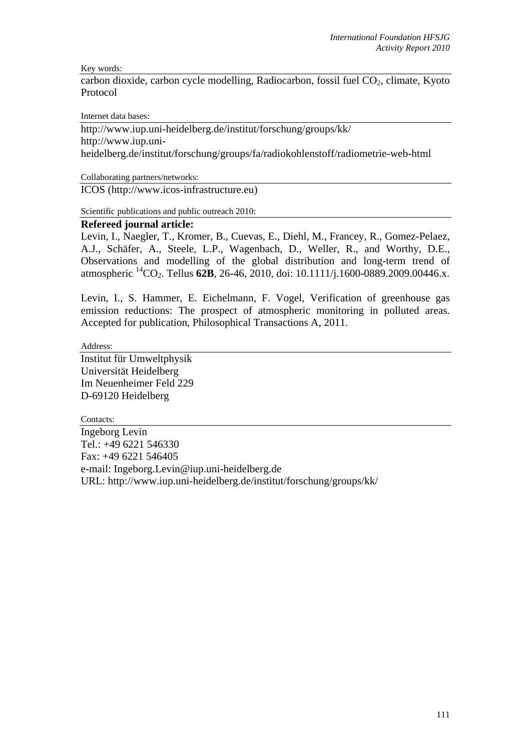Key words:

carbon dioxide, carbon cycle modelling, Radiocarbon, fossil fuel $CO_2$, climate, Kyoto Protocol

Internet data bases:

http://www.iup.uni-heidelberg.de/institut/forschung/groups/kk/
http://www.iup.uni-heidelberg.de/institut/forschung/groups/fa/radiokohlenstoff/radiometrie-web-html

Collaborating partners/networks:

ICOS (http://www.icos-infrastructure.eu)

Scientific publications and public outreach 2010:

**Refereed journal article:**

Levin, I., Naegler, T., Kromer, B., Cuevas, E., Diehl, M., Francey, R., Gomez-Pelaez, A.J., Schäfer, A., Steele, L.P., Wagenbach, D., Weller, R., and Worthy, D.E., Observations and modelling of the global distribution and long-term trend of atmospheric $^{14}CO_2$. Tellus **62B**, 26-46, 2010, doi: 10.1111/j.1600-0889.2009.00446.x.

Levin, I., S. Hammer, E. Eichelmann, F. Vogel, Verification of greenhouse gas emission reductions: The prospect of atmospheric monitoring in polluted areas. Accepted for publication, Philosophical Transactions A, 2011.

Address:

Institut für Umweltphysik
Universität Heidelberg
Im Neuenheimer Feld 229
D-69120 Heidelberg

Contacts:

Ingeborg Levin
Tel.: +49 6221 546330
Fax: +49 6221 546405
e-mail: Ingeborg.Levin@iup.uni-heidelberg.de
URL: http://www.iup.uni-heidelberg.de/institut/forschung/groups/kk/